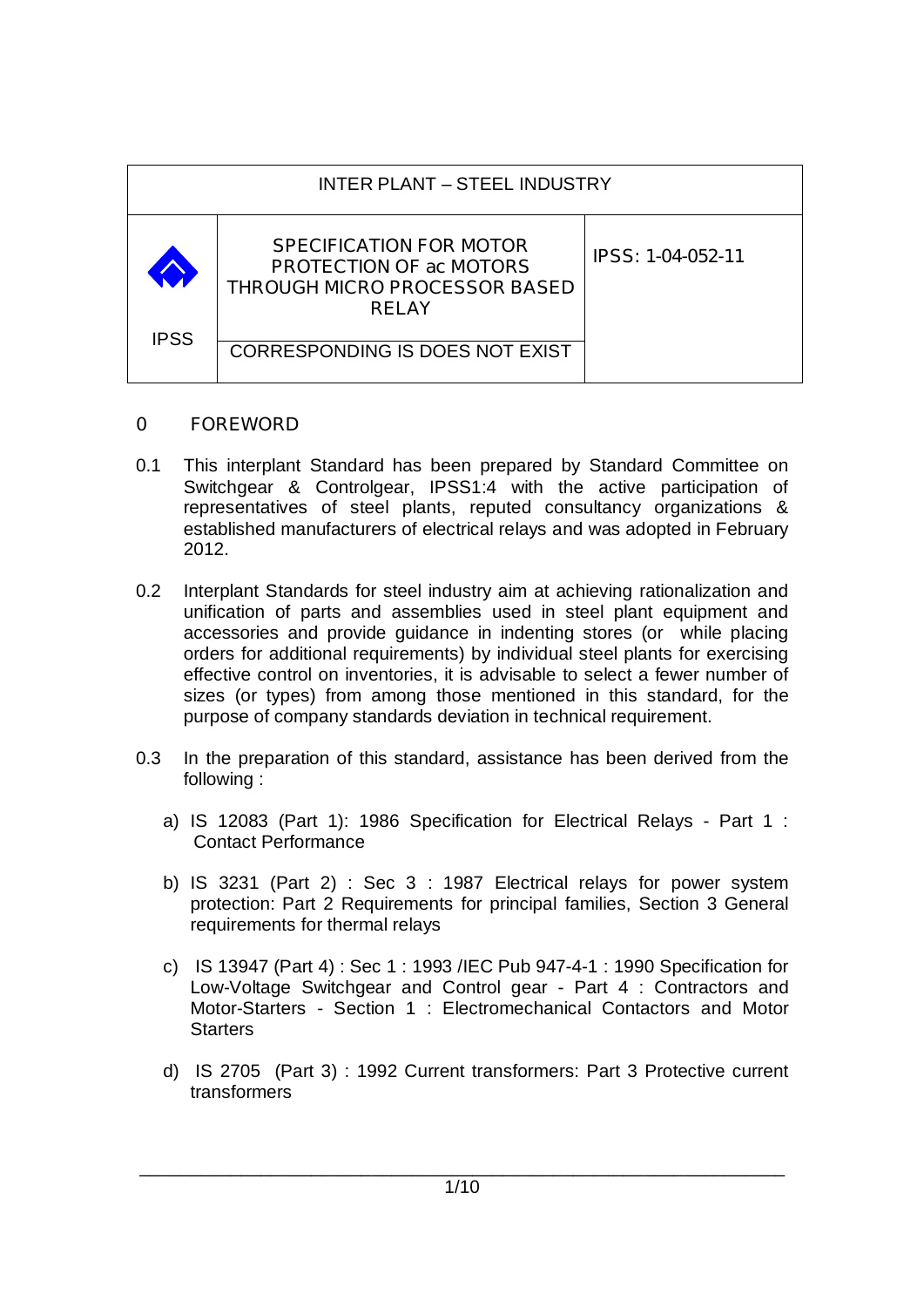| INTER PLANT – STEEL INDUSTRY | | |
|---|---|---|
| IPSS | SPECIFICATION FOR MOTOR PROTECTION OF ac MOTORS THROUGH MICRO PROCESSOR BASED RELAY | IPSS: 1-04-052-11 |
| | CORRESPONDING IS DOES NOT EXIST | |

## 0 FOREWORD

0.1 This interplant Standard has been prepared by Standard Committee on Switchgear & Controlgear, IPSS1:4 with the active participation of representatives of steel plants, reputed consultancy organizations & established manufacturers of electrical relays and was adopted in February 2012.

0.2 Interplant Standards for steel industry aim at achieving rationalization and unification of parts and assemblies used in steel plant equipment and accessories and provide guidance in indenting stores (or while placing orders for additional requirements) by individual steel plants for exercising effective control on inventories, it is advisable to select a fewer number of sizes (or types) from among those mentioned in this standard, for the purpose of company standards deviation in technical requirement.

0.3 In the preparation of this standard, assistance has been derived from the following :

a) IS 12083 (Part 1): 1986 Specification for Electrical Relays - Part 1 : Contact Performance

b) IS 3231 (Part 2) : Sec 3 : 1987 Electrical relays for power system protection: Part 2 Requirements for principal families, Section 3 General requirements for thermal relays

c) IS 13947 (Part 4) : Sec 1 : 1993 /IEC Pub 947-4-1 : 1990 Specification for Low-Voltage Switchgear and Control gear - Part 4 : Contractors and Motor-Starters - Section 1 : Electromechanical Contactors and Motor Starters

d) IS 2705 (Part 3) : 1992 Current transformers: Part 3 Protective current transformers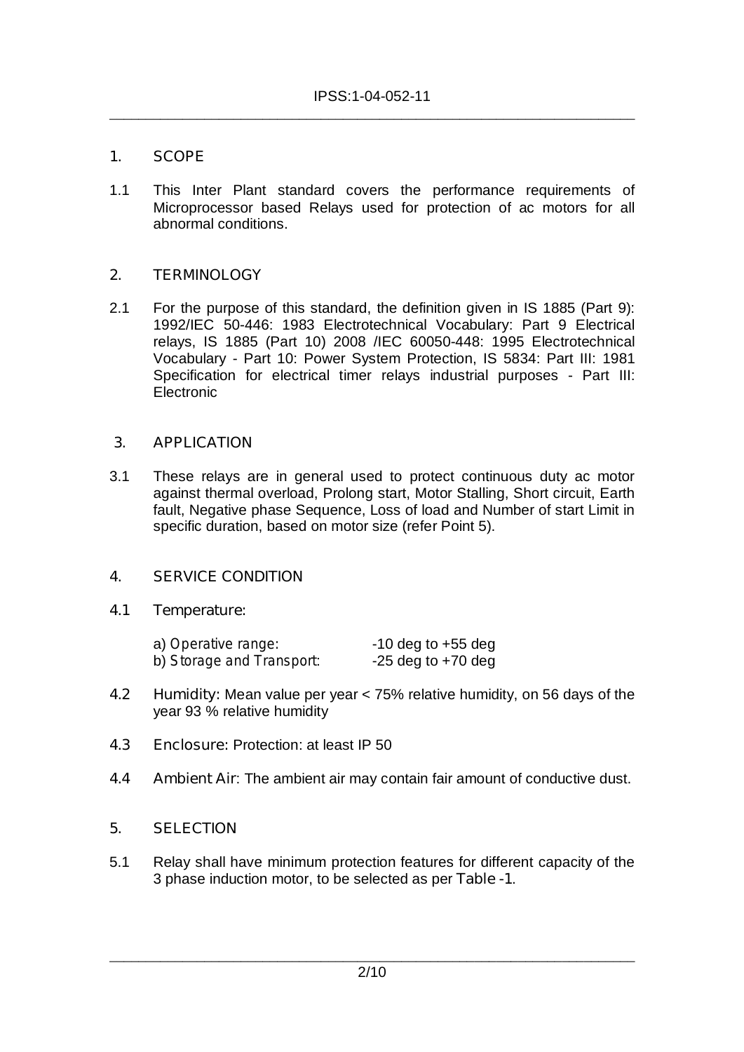## 1. SCOPE

1.1 This Inter Plant standard covers the performance requirements of Microprocessor based Relays used for protection of ac motors for all abnormal conditions.

## 2. TERMINOLOGY

2.1 For the purpose of this standard, the definition given in IS 1885 (Part 9): 1992/IEC 50-446: 1983 Electrotechnical Vocabulary: Part 9 Electrical relays, IS 1885 (Part 10) 2008 /IEC 60050-448: 1995 Electrotechnical Vocabulary - Part 10: Power System Protection, IS 5834: Part III: 1981 Specification for electrical timer relays industrial purposes - Part III: Electronic

## 3. APPLICATION

3.1 These relays are in general used to protect continuous duty ac motor against thermal overload, Prolong start, Motor Stalling, Short circuit, Earth fault, Negative phase Sequence, Loss of load and Number of start Limit in specific duration, based on motor size (refer Point 5).

## 4. SERVICE CONDITION

### 4.1 Temperature:

a) *Operative range:* -10 deg to +55 deg
b) *Storage and Transport:* -25 deg to +70 deg

**4.2 Humidity:** Mean value per year < 75% relative humidity, on 56 days of the year 93 % relative humidity

**4.3 Enclosure:** Protection: at least IP 50

**4.4 Ambient Air**: The ambient air may contain fair amount of conductive dust.

## 5. SELECTION

5.1 Relay shall have minimum protection features for different capacity of the 3 phase induction motor, to be selected as per **Table -1**.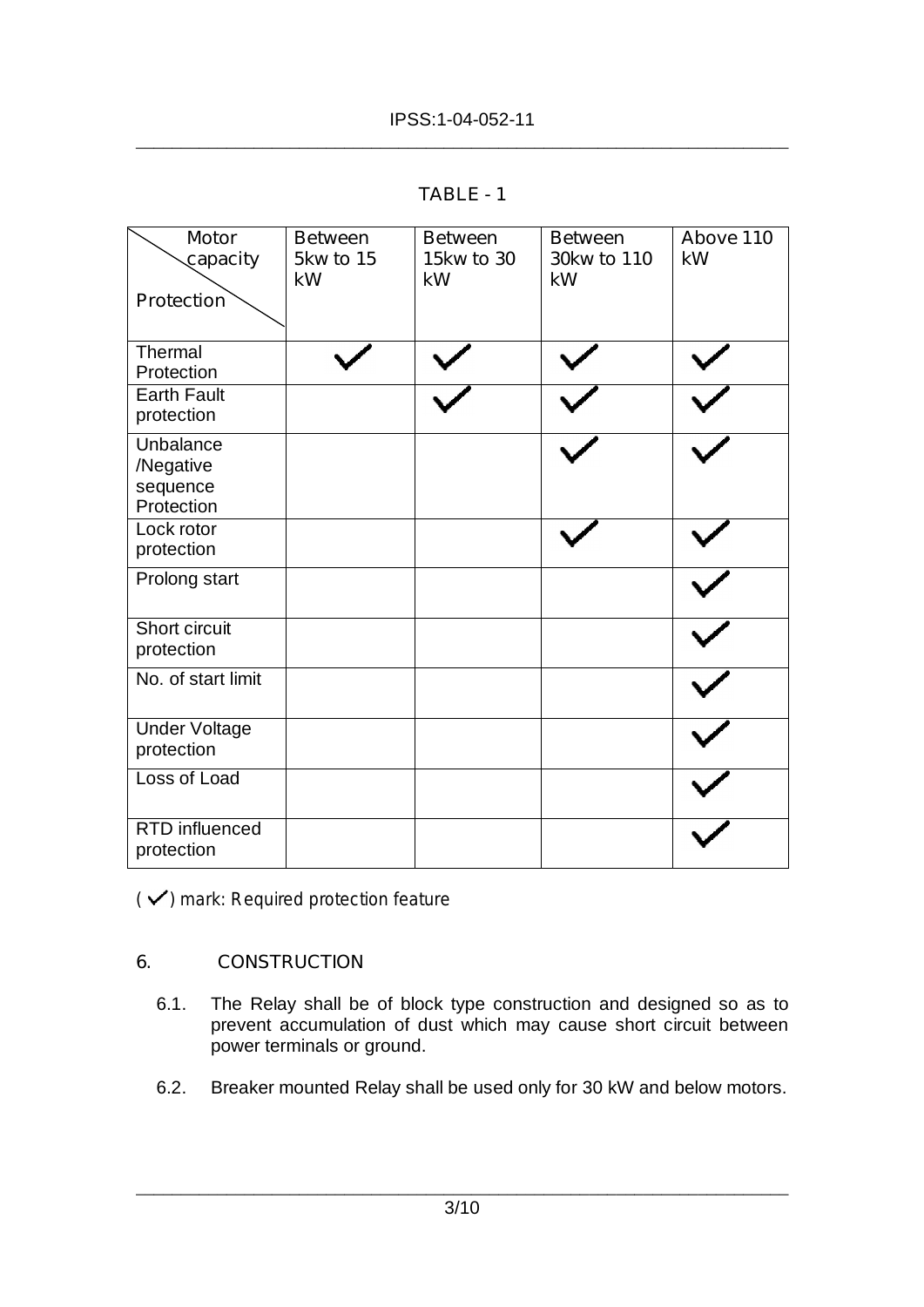TABLE - 1

| Motor capacity / Protection | Between 5kw to 15 kW | Between 15kw to 30 kW | Between 30kw to 110 kW | Above 110 kW |
|---|---|---|---|---|
| Thermal Protection | ✓ | ✓ | ✓ | ✓ |
| Earth Fault protection | | ✓ | ✓ | ✓ |
| Unbalance /Negative sequence Protection | | | ✓ | ✓ |
| Lock rotor protection | | | ✓ | ✓ |
| Prolong start | | | | ✓ |
| Short circuit protection | | | | ✓ |
| No. of start limit | | | | ✓ |
| Under Voltage protection | | | | ✓ |
| Loss of Load | | | | ✓ |
| RTD influenced protection | | | | ✓ |

( ✓) mark: Required protection feature

## 6. CONSTRUCTION

6.1. The Relay shall be of block type construction and designed so as to prevent accumulation of dust which may cause short circuit between power terminals or ground.

6.2. Breaker mounted Relay shall be used only for 30 kW and below motors.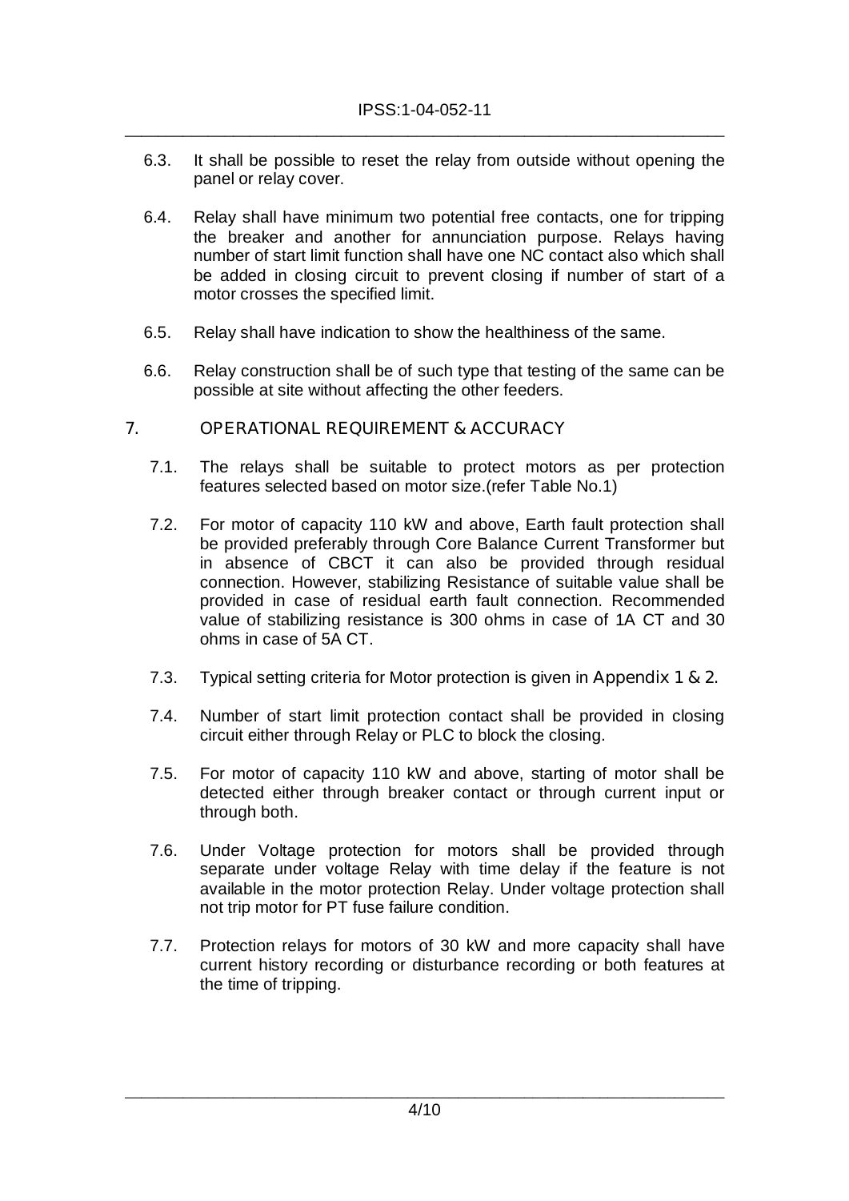6.3. It shall be possible to reset the relay from outside without opening the panel or relay cover.

6.4. Relay shall have minimum two potential free contacts, one for tripping the breaker and another for annunciation purpose. Relays having number of start limit function shall have one NC contact also which shall be added in closing circuit to prevent closing if number of start of a motor crosses the specified limit.

6.5. Relay shall have indication to show the healthiness of the same.

6.6. Relay construction shall be of such type that testing of the same can be possible at site without affecting the other feeders.

## 7. OPERATIONAL REQUIREMENT & ACCURACY

7.1. The relays shall be suitable to protect motors as per protection features selected based on motor size.(refer Table No.1)

7.2. For motor of capacity 110 kW and above, Earth fault protection shall be provided preferably through Core Balance Current Transformer but in absence of CBCT it can also be provided through residual connection. However, stabilizing Resistance of suitable value shall be provided in case of residual earth fault connection. Recommended value of stabilizing resistance is 300 ohms in case of 1A CT and 30 ohms in case of 5A CT.

7.3. Typical setting criteria for Motor protection is given in Appendix 1 & 2.

7.4. Number of start limit protection contact shall be provided in closing circuit either through Relay or PLC to block the closing.

7.5. For motor of capacity 110 kW and above, starting of motor shall be detected either through breaker contact or through current input or through both.

7.6. Under Voltage protection for motors shall be provided through separate under voltage Relay with time delay if the feature is not available in the motor protection Relay. Under voltage protection shall not trip motor for PT fuse failure condition.

7.7. Protection relays for motors of 30 kW and more capacity shall have current history recording or disturbance recording or both features at the time of tripping.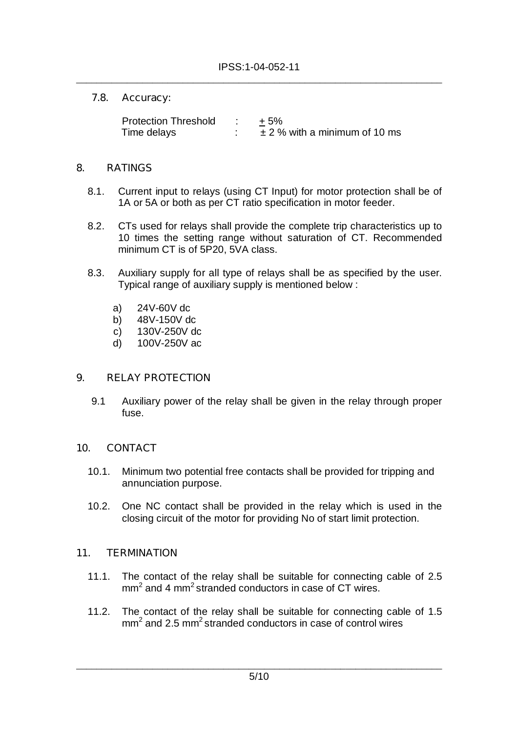### 7.8. Accuracy:

| | | |
|---|---|---|
| Protection Threshold | : | ± 5% |
| Time delays | : | ± 2 % with a minimum of 10 ms |

## 8. RATINGS

8.1. Current input to relays (using CT Input) for motor protection shall be of 1A or 5A or both as per CT ratio specification in motor feeder.

8.2. CTs used for relays shall provide the complete trip characteristics up to 10 times the setting range without saturation of CT. Recommended minimum CT is of 5P20, 5VA class.

8.3. Auxiliary supply for all type of relays shall be as specified by the user. Typical range of auxiliary supply is mentioned below :

a) 24V-60V dc
b) 48V-150V dc
c) 130V-250V dc
d) 100V-250V ac

## 9. RELAY PROTECTION

9.1 Auxiliary power of the relay shall be given in the relay through proper fuse.

## 10. CONTACT

10.1. Minimum two potential free contacts shall be provided for tripping and annunciation purpose.

10.2. One NC contact shall be provided in the relay which is used in the closing circuit of the motor for providing No of start limit protection.

## 11. TERMINATION

11.1. The contact of the relay shall be suitable for connecting cable of 2.5 $mm^2$ and 4 $mm^2$ stranded conductors in case of CT wires.

11.2. The contact of the relay shall be suitable for connecting cable of 1.5 $mm^2$ and 2.5 $mm^2$ stranded conductors in case of control wires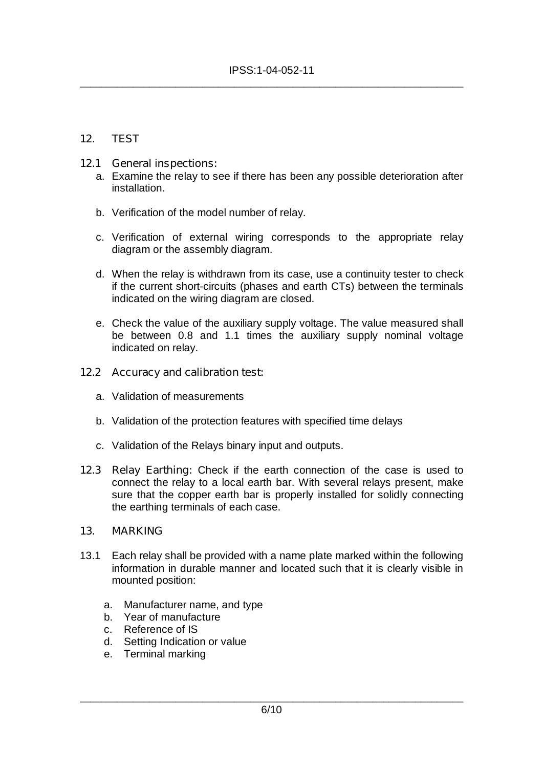## 12. TEST

**12.1 General inspections:**

a. Examine the relay to see if there has been any possible deterioration after installation.

b. Verification of the model number of relay.

c. Verification of external wiring corresponds to the appropriate relay diagram or the assembly diagram.

d. When the relay is withdrawn from its case, use a continuity tester to check if the current short-circuits (phases and earth CTs) between the terminals indicated on the wiring diagram are closed.

e. Check the value of the auxiliary supply voltage. The value measured shall be between 0.8 and 1.1 times the auxiliary supply nominal voltage indicated on relay.

**12.2 Accuracy and calibration test:**

a. Validation of measurements

b. Validation of the protection features with specified time delays

c. Validation of the Relays binary input and outputs.

**12.3 Relay Earthing:** Check if the earth connection of the case is used to connect the relay to a local earth bar. With several relays present, make sure that the copper earth bar is properly installed for solidly connecting the earthing terminals of each case.

## 13. MARKING

13.1 Each relay shall be provided with a name plate marked within the following information in durable manner and located such that it is clearly visible in mounted position:

a. Manufacturer name, and type
b. Year of manufacture
c. Reference of IS
d. Setting Indication or value
e. Terminal marking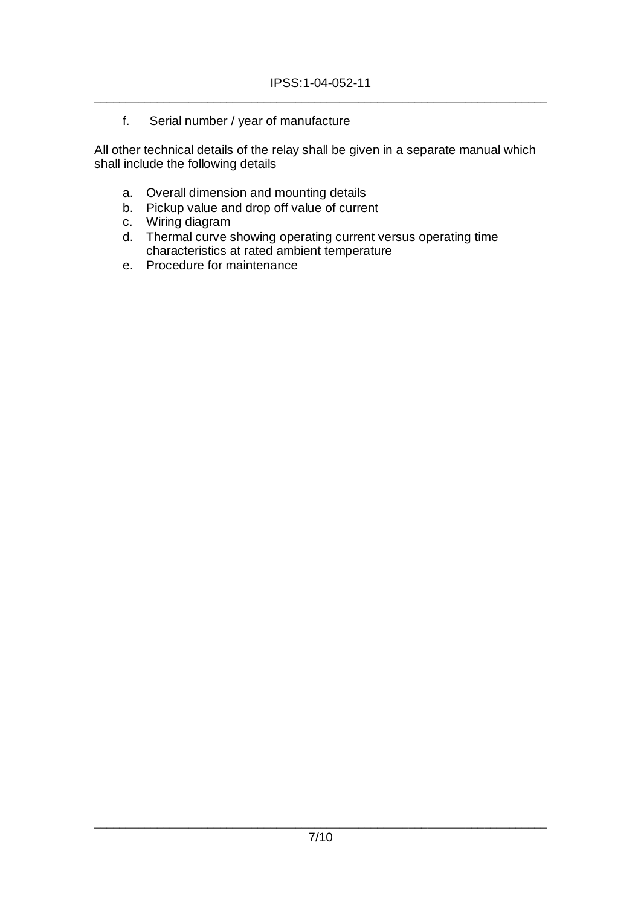f. Serial number / year of manufacture

All other technical details of the relay shall be given in a separate manual which shall include the following details

a. Overall dimension and mounting details
b. Pickup value and drop off value of current
c. Wiring diagram
d. Thermal curve showing operating current versus operating time characteristics at rated ambient temperature
e. Procedure for maintenance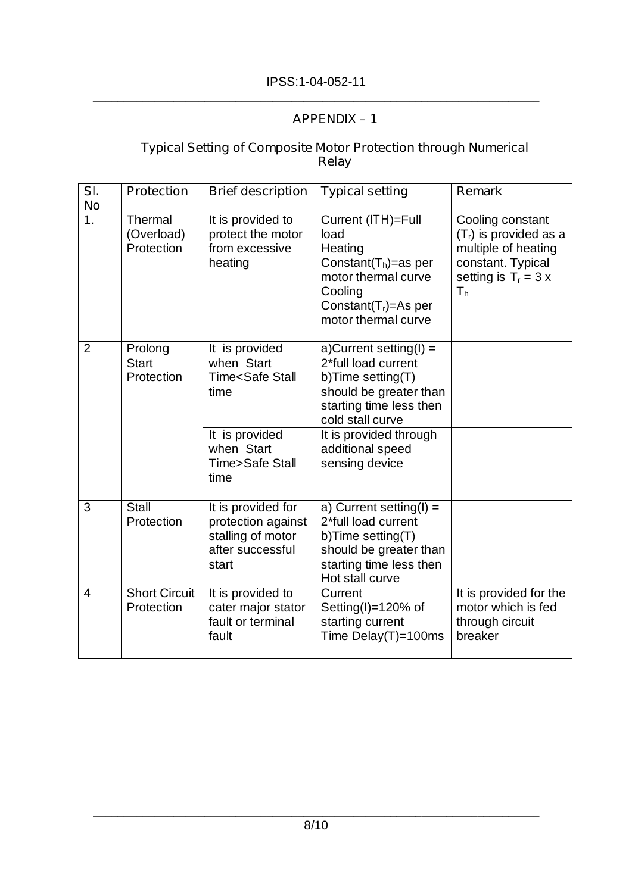## APPENDIX – 1

### Typical Setting of Composite Motor Protection through Numerical Relay

| Sl. No | Protection | Brief description | Typical setting | Remark |
|---|---|---|---|---|
| 1. | Thermal (Overload) Protection | It is provided to protect the motor from excessive heating | Current (ITH)=Full load Heating Constant($T_h$)=as per motor thermal curve Cooling Constant($T_r$)=As per motor thermal curve | Cooling constant ($T_r$) is provided as a multiple of heating constant. Typical setting is $T_r = 3 \times T_h$ |
| 2 | Prolong Start Protection | It is provided when Start Time<Safe Stall time | a)Current setting(I) = 2*full load current b)Time setting(T) should be greater than starting time less then cold stall curve | |
| | | It is provided when Start Time>Safe Stall time | It is provided through additional speed sensing device | |
| 3 | Stall Protection | It is provided for protection against stalling of motor after successful start | a) Current setting(I) = 2*full load current b)Time setting(T) should be greater than starting time less then Hot stall curve | |
| 4 | Short Circuit Protection | It is provided to cater major stator fault or terminal fault | Current Setting(I)=120% of starting current Time Delay(T)=100ms | It is provided for the motor which is fed through circuit breaker |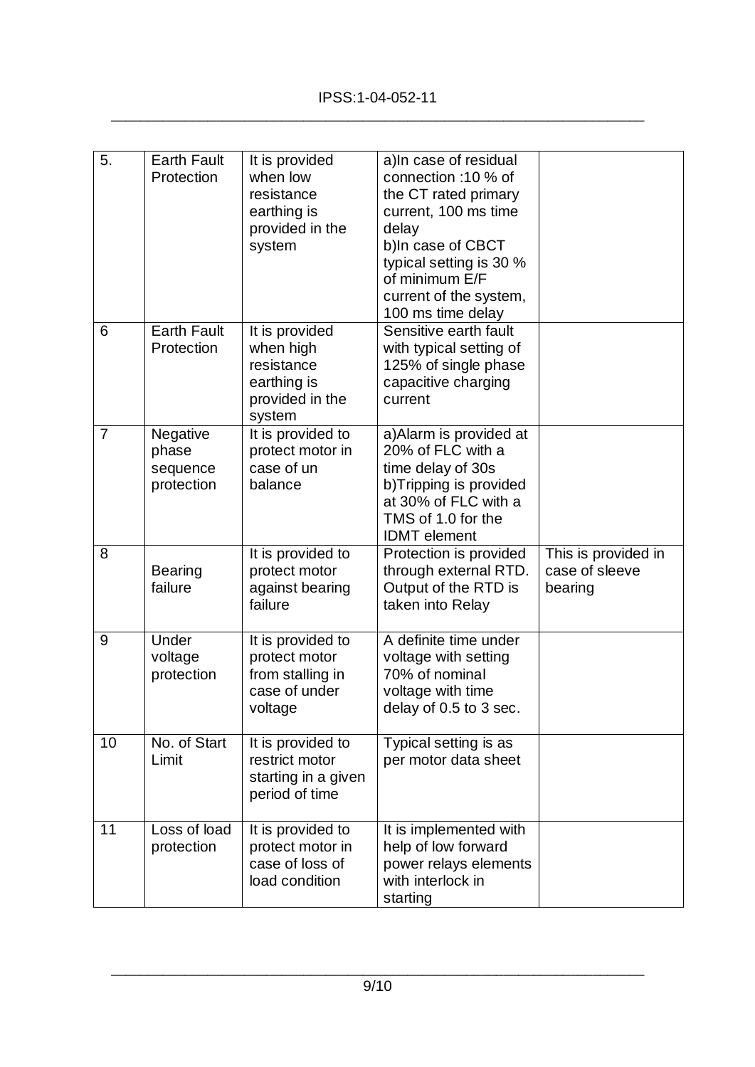| 5. | Earth Fault Protection | It is provided when low resistance earthing is provided in the system | a)In case of residual connection :10 % of the CT rated primary current, 100 ms time delay<br>b)In case of CBCT typical setting is 30 % of minimum E/F current of the system, 100 ms time delay | |
|---|---|---|---|---|
| 6 | Earth Fault Protection | It is provided when high resistance earthing is provided in the system | Sensitive earth fault with typical setting of 125% of single phase capacitive charging current | |
| 7 | Negative phase sequence protection | It is provided to protect motor in case of un balance | a)Alarm is provided at 20% of FLC with a time delay of 30s<br>b)Tripping is provided at 30% of FLC with a TMS of 1.0 for the IDMT element | |
| 8 | Bearing failure | It is provided to protect motor against bearing failure | Protection is provided through external RTD. Output of the RTD is taken into Relay | This is provided in case of sleeve bearing |
| 9 | Under voltage protection | It is provided to protect motor from stalling in case of under voltage | A definite time under voltage with setting 70% of nominal voltage with time delay of 0.5 to 3 sec. | |
| 10 | No. of Start Limit | It is provided to restrict motor starting in a given period of time | Typical setting is as per motor data sheet | |
| 11 | Loss of load protection | It is provided to protect motor in case of loss of load condition | It is implemented with help of low forward power relays elements with interlock in starting | |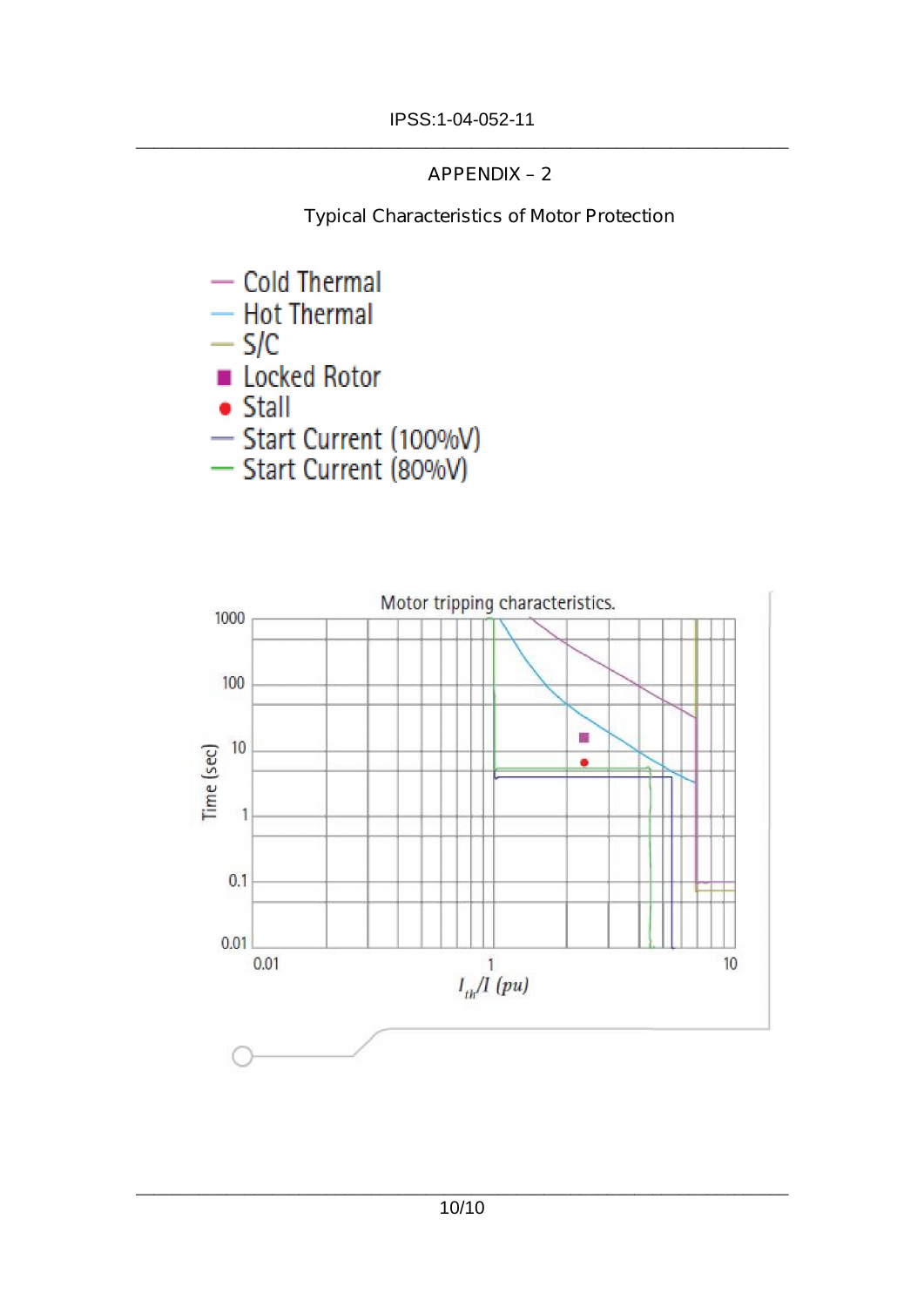## APPENDIX – 2

Typical Characteristics of Motor Protection

Cold Thermal
Hot Thermal
S/C
Locked Rotor
Stall
Start Current (100%V)
Start Current (80%V)

Motor tripping characteristics.

Time (sec)

1000
100
10
1
0.1
0.01

0.01
1
10

$I_{th}/I$ (pu)